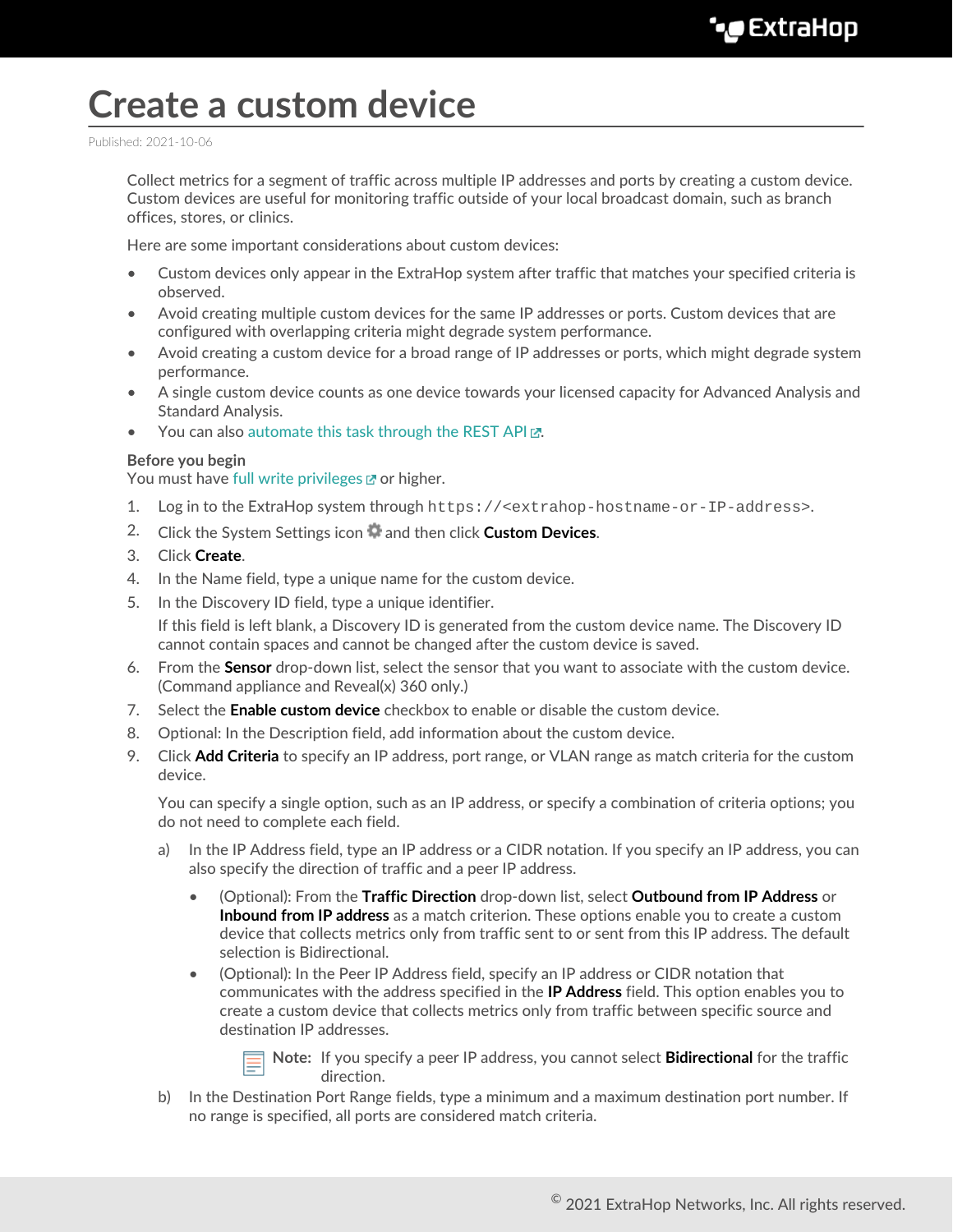# Create a custom device

Published: 2021-10-06

Collect metrics for a segment of traffic across multiple IP addresses and ports by creating a custom device. Custom devices are useful for monitoring traffic outside of your local broadcast domain, such as branch offices, stores, or clinics.

Here are some important considerations about custom devices:

- Custom devices only appear in the ExtraHop system after traffic that matches your specified criteria is observed.
- Avoid creating multiple custom devices for the same IP addresses or ports. Custom devices that are configured with overlapping criteria might degrade system performance.
- Avoid creating a custom device for a broad range of IP addresses or ports, which might degrade system performance.
- A single custom device counts as one device towards your licensed capacity for Advanced Analysis and Standard Analysis.
- You can also automate this task through the REST API.

**Before you begin**
You must have full write privileges or higher.

1. Log in to the ExtraHop system through `https://<extrahop-hostname-or-IP-address>`.
2. Click the System Settings icon and then click **Custom Devices**.
3. Click **Create**.
4. In the Name field, type a unique name for the custom device.
5. In the Discovery ID field, type a unique identifier.

   If this field is left blank, a Discovery ID is generated from the custom device name. The Discovery ID cannot contain spaces and cannot be changed after the custom device is saved.
6. From the **Sensor** drop-down list, select the sensor that you want to associate with the custom device. (Command appliance and Reveal(x) 360 only.)
7. Select the **Enable custom device** checkbox to enable or disable the custom device.
8. Optional: In the Description field, add information about the custom device.
9. Click **Add Criteria** to specify an IP address, port range, or VLAN range as match criteria for the custom device.

   You can specify a single option, such as an IP address, or specify a combination of criteria options; you do not need to complete each field.

   a) In the IP Address field, type an IP address or a CIDR notation. If you specify an IP address, you can also specify the direction of traffic and a peer IP address.

      - (Optional): From the **Traffic Direction** drop-down list, select **Outbound from IP Address** or **Inbound from IP address** as a match criterion. These options enable you to create a custom device that collects metrics only from traffic sent to or sent from this IP address. The default selection is Bidirectional.
      - (Optional): In the Peer IP Address field, specify an IP address or CIDR notation that communicates with the address specified in the **IP Address** field. This option enables you to create a custom device that collects metrics only from traffic between specific source and destination IP addresses.

        **Note:** If you specify a peer IP address, you cannot select **Bidirectional** for the traffic direction.

   b) In the Destination Port Range fields, type a minimum and a maximum destination port number. If no range is specified, all ports are considered match criteria.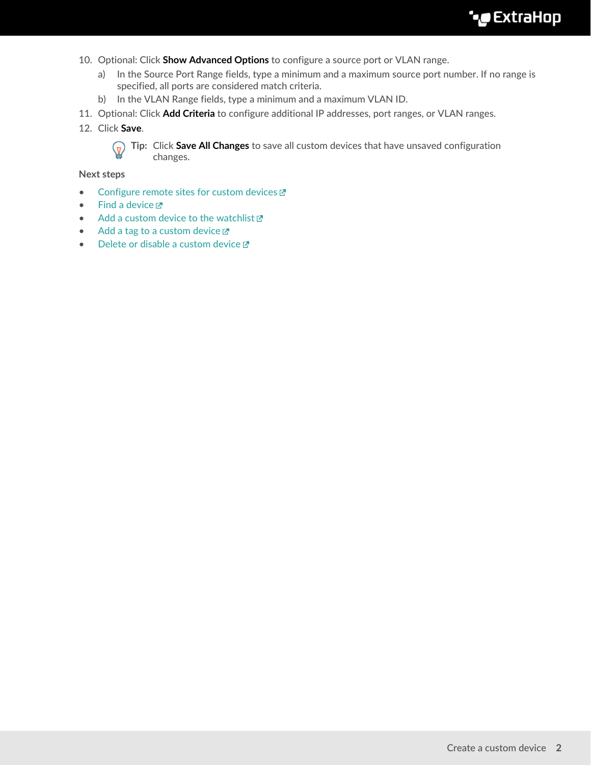10. Optional: Click **Show Advanced Options** to configure a source port or VLAN range.
    a) In the Source Port Range fields, type a minimum and a maximum source port number. If no range is specified, all ports are considered match criteria.
    b) In the VLAN Range fields, type a minimum and a maximum VLAN ID.
11. Optional: Click **Add Criteria** to configure additional IP addresses, port ranges, or VLAN ranges.
12. Click **Save**.

    **Tip:** Click **Save All Changes** to save all custom devices that have unsaved configuration changes.

**Next steps**

- Configure remote sites for custom devices
- Find a device
- Add a custom device to the watchlist
- Add a tag to a custom device
- Delete or disable a custom device